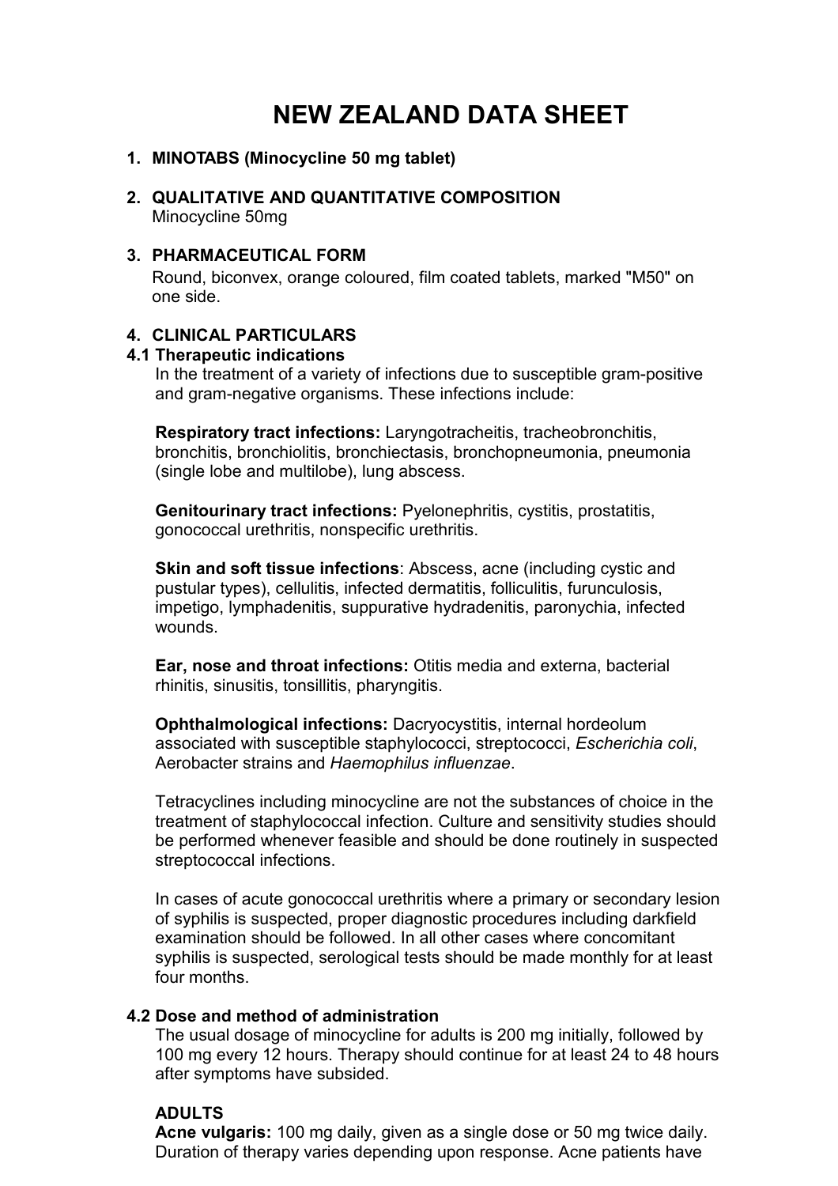# NEW ZEALAND DATA SHEET

## 1. MINOTABS (Minocycline 50 mg tablet)

## 2. QUALITATIVE AND QUANTITATIVE COMPOSITION

Minocycline 50mg

## 3. PHARMACEUTICAL FORM

Round, biconvex, orange coloured, film coated tablets, marked "M50" on one side.

## 4. CLINICAL PARTICULARS

### 4.1 Therapeutic indications

In the treatment of a variety of infections due to susceptible gram-positive and gram-negative organisms. These infections include:

**Respiratory tract infections:** Laryngotracheitis, tracheobronchitis, bronchitis, bronchiolitis, bronchiectasis, bronchopneumonia, pneumonia (single lobe and multilobe), lung abscess.

**Genitourinary tract infections:** Pyelonephritis, cystitis, prostatitis, gonococcal urethritis, nonspecific urethritis.

**Skin and soft tissue infections**: Abscess, acne (including cystic and pustular types), cellulitis, infected dermatitis, folliculitis, furunculosis, impetigo, lymphadenitis, suppurative hydradenitis, paronychia, infected wounds.

**Ear, nose and throat infections:** Otitis media and externa, bacterial rhinitis, sinusitis, tonsillitis, pharyngitis.

**Ophthalmological infections:** Dacryocystitis, internal hordeolum associated with susceptible staphylococci, streptococci, *Escherichia coli*, Aerobacter strains and *Haemophilus influenzae*.

Tetracyclines including minocycline are not the substances of choice in the treatment of staphylococcal infection. Culture and sensitivity studies should be performed whenever feasible and should be done routinely in suspected streptococcal infections.

In cases of acute gonococcal urethritis where a primary or secondary lesion of syphilis is suspected, proper diagnostic procedures including darkfield examination should be followed. In all other cases where concomitant syphilis is suspected, serological tests should be made monthly for at least four months.

### 4.2 Dose and method of administration

The usual dosage of minocycline for adults is 200 mg initially, followed by 100 mg every 12 hours. Therapy should continue for at least 24 to 48 hours after symptoms have subsided.

**ADULTS**

**Acne vulgaris:** 100 mg daily, given as a single dose or 50 mg twice daily. Duration of therapy varies depending upon response. Acne patients have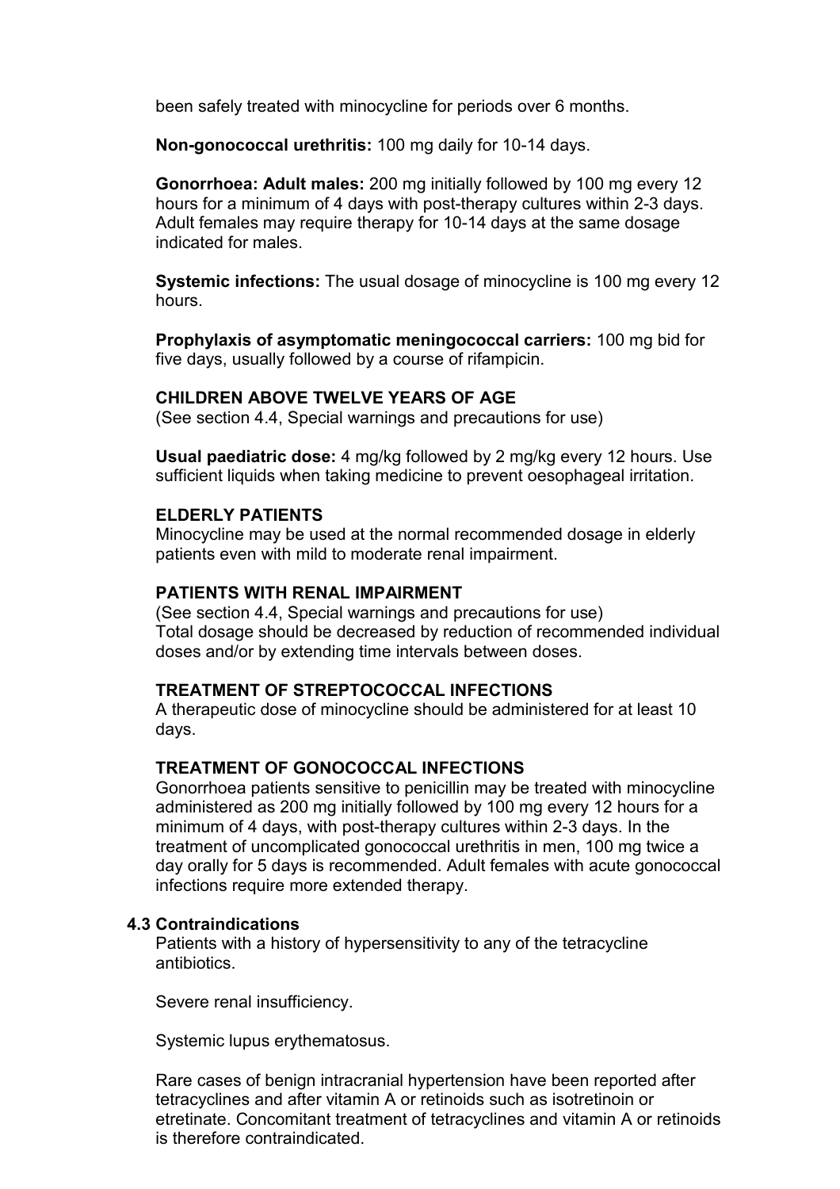been safely treated with minocycline for periods over 6 months.

**Non-gonococcal urethritis:** 100 mg daily for 10-14 days.

**Gonorrhoea: Adult males:** 200 mg initially followed by 100 mg every 12 hours for a minimum of 4 days with post-therapy cultures within 2-3 days. Adult females may require therapy for 10-14 days at the same dosage indicated for males.

**Systemic infections:** The usual dosage of minocycline is 100 mg every 12 hours.

**Prophylaxis of asymptomatic meningococcal carriers:** 100 mg bid for five days, usually followed by a course of rifampicin.

**CHILDREN ABOVE TWELVE YEARS OF AGE**
(See section 4.4, Special warnings and precautions for use)

**Usual paediatric dose:** 4 mg/kg followed by 2 mg/kg every 12 hours. Use sufficient liquids when taking medicine to prevent oesophageal irritation.

**ELDERLY PATIENTS**
Minocycline may be used at the normal recommended dosage in elderly patients even with mild to moderate renal impairment.

**PATIENTS WITH RENAL IMPAIRMENT**
(See section 4.4, Special warnings and precautions for use)
Total dosage should be decreased by reduction of recommended individual doses and/or by extending time intervals between doses.

**TREATMENT OF STREPTOCOCCAL INFECTIONS**
A therapeutic dose of minocycline should be administered for at least 10 days.

**TREATMENT OF GONOCOCCAL INFECTIONS**
Gonorrhoea patients sensitive to penicillin may be treated with minocycline administered as 200 mg initially followed by 100 mg every 12 hours for a minimum of 4 days, with post-therapy cultures within 2-3 days. In the treatment of uncomplicated gonococcal urethritis in men, 100 mg twice a day orally for 5 days is recommended. Adult females with acute gonococcal infections require more extended therapy.

## 4.3 Contraindications

Patients with a history of hypersensitivity to any of the tetracycline antibiotics.

Severe renal insufficiency.

Systemic lupus erythematosus.

Rare cases of benign intracranial hypertension have been reported after tetracyclines and after vitamin A or retinoids such as isotretinoin or etretinate. Concomitant treatment of tetracyclines and vitamin A or retinoids is therefore contraindicated.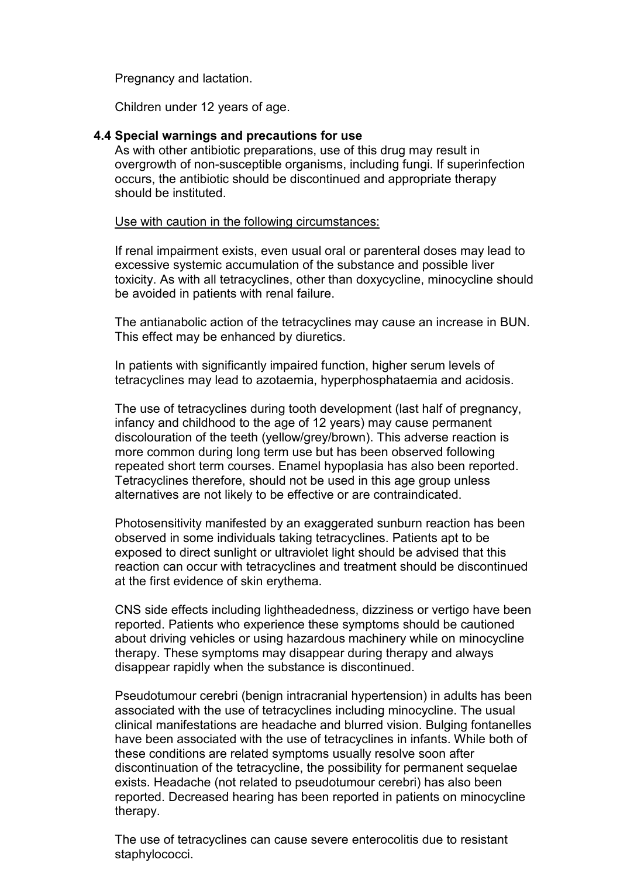Pregnancy and lactation.

Children under 12 years of age.

### 4.4 Special warnings and precautions for use

As with other antibiotic preparations, use of this drug may result in overgrowth of non-susceptible organisms, including fungi. If superinfection occurs, the antibiotic should be discontinued and appropriate therapy should be instituted.

<u>Use with caution in the following circumstances:</u>

If renal impairment exists, even usual oral or parenteral doses may lead to excessive systemic accumulation of the substance and possible liver toxicity. As with all tetracyclines, other than doxycycline, minocycline should be avoided in patients with renal failure.

The antianabolic action of the tetracyclines may cause an increase in BUN. This effect may be enhanced by diuretics.

In patients with significantly impaired function, higher serum levels of tetracyclines may lead to azotaemia, hyperphosphataemia and acidosis.

The use of tetracyclines during tooth development (last half of pregnancy, infancy and childhood to the age of 12 years) may cause permanent discolouration of the teeth (yellow/grey/brown). This adverse reaction is more common during long term use but has been observed following repeated short term courses. Enamel hypoplasia has also been reported. Tetracyclines therefore, should not be used in this age group unless alternatives are not likely to be effective or are contraindicated.

Photosensitivity manifested by an exaggerated sunburn reaction has been observed in some individuals taking tetracyclines. Patients apt to be exposed to direct sunlight or ultraviolet light should be advised that this reaction can occur with tetracyclines and treatment should be discontinued at the first evidence of skin erythema.

CNS side effects including lightheadedness, dizziness or vertigo have been reported. Patients who experience these symptoms should be cautioned about driving vehicles or using hazardous machinery while on minocycline therapy. These symptoms may disappear during therapy and always disappear rapidly when the substance is discontinued.

Pseudotumour cerebri (benign intracranial hypertension) in adults has been associated with the use of tetracyclines including minocycline. The usual clinical manifestations are headache and blurred vision. Bulging fontanelles have been associated with the use of tetracyclines in infants. While both of these conditions are related symptoms usually resolve soon after discontinuation of the tetracycline, the possibility for permanent sequelae exists. Headache (not related to pseudotumour cerebri) has also been reported. Decreased hearing has been reported in patients on minocycline therapy.

The use of tetracyclines can cause severe enterocolitis due to resistant staphylococci.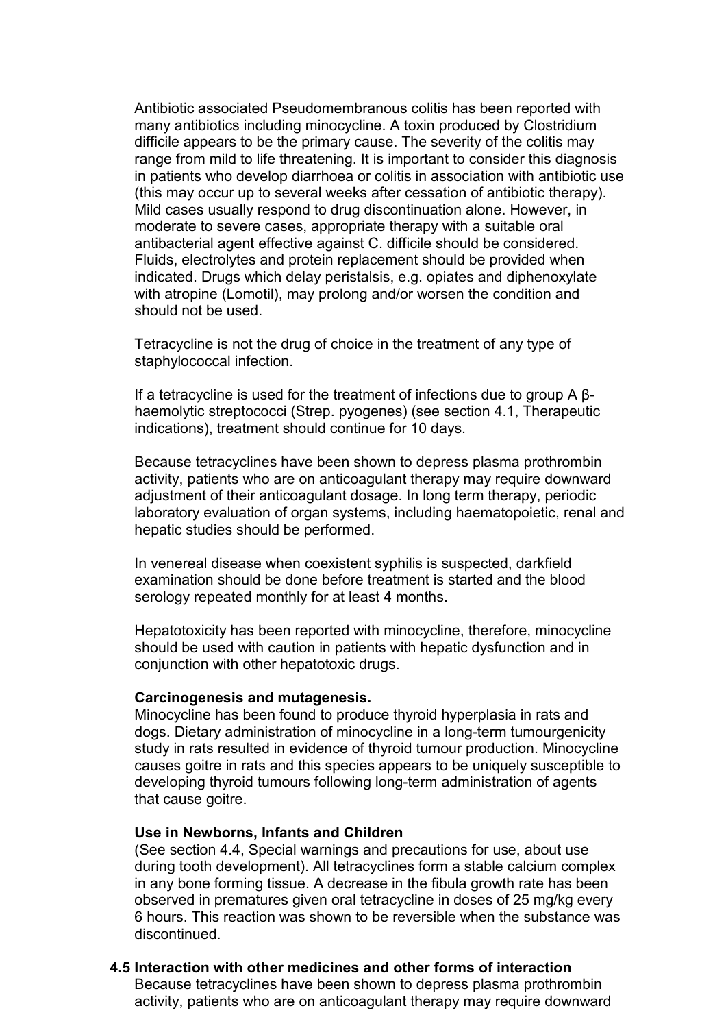Antibiotic associated Pseudomembranous colitis has been reported with many antibiotics including minocycline. A toxin produced by Clostridium difficile appears to be the primary cause. The severity of the colitis may range from mild to life threatening. It is important to consider this diagnosis in patients who develop diarrhoea or colitis in association with antibiotic use (this may occur up to several weeks after cessation of antibiotic therapy). Mild cases usually respond to drug discontinuation alone. However, in moderate to severe cases, appropriate therapy with a suitable oral antibacterial agent effective against C. difficile should be considered. Fluids, electrolytes and protein replacement should be provided when indicated. Drugs which delay peristalsis, e.g. opiates and diphenoxylate with atropine (Lomotil), may prolong and/or worsen the condition and should not be used.

Tetracycline is not the drug of choice in the treatment of any type of staphylococcal infection.

If a tetracycline is used for the treatment of infections due to group A β-haemolytic streptococci (Strep. pyogenes) (see section 4.1, Therapeutic indications), treatment should continue for 10 days.

Because tetracyclines have been shown to depress plasma prothrombin activity, patients who are on anticoagulant therapy may require downward adjustment of their anticoagulant dosage. In long term therapy, periodic laboratory evaluation of organ systems, including haematopoietic, renal and hepatic studies should be performed.

In venereal disease when coexistent syphilis is suspected, darkfield examination should be done before treatment is started and the blood serology repeated monthly for at least 4 months.

Hepatotoxicity has been reported with minocycline, therefore, minocycline should be used with caution in patients with hepatic dysfunction and in conjunction with other hepatotoxic drugs.

**Carcinogenesis and mutagenesis.**

Minocycline has been found to produce thyroid hyperplasia in rats and dogs. Dietary administration of minocycline in a long-term tumourgenicity study in rats resulted in evidence of thyroid tumour production. Minocycline causes goitre in rats and this species appears to be uniquely susceptible to developing thyroid tumours following long-term administration of agents that cause goitre.

**Use in Newborns, Infants and Children**

(See section 4.4, Special warnings and precautions for use, about use during tooth development). All tetracyclines form a stable calcium complex in any bone forming tissue. A decrease in the fibula growth rate has been observed in prematures given oral tetracycline in doses of 25 mg/kg every 6 hours. This reaction was shown to be reversible when the substance was discontinued.

## 4.5 Interaction with other medicines and other forms of interaction

Because tetracyclines have been shown to depress plasma prothrombin activity, patients who are on anticoagulant therapy may require downward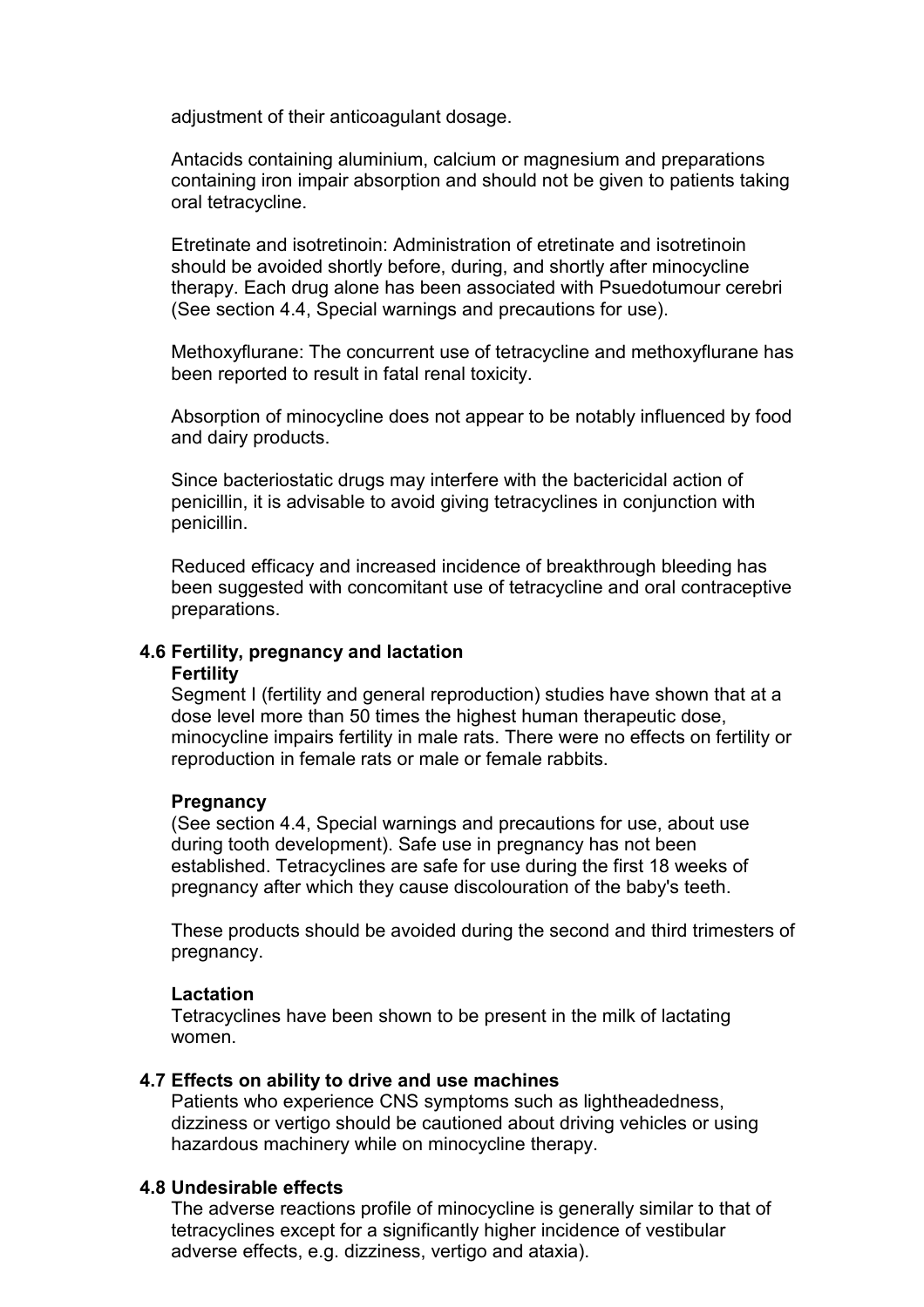adjustment of their anticoagulant dosage.

Antacids containing aluminium, calcium or magnesium and preparations containing iron impair absorption and should not be given to patients taking oral tetracycline.

Etretinate and isotretinoin: Administration of etretinate and isotretinoin should be avoided shortly before, during, and shortly after minocycline therapy. Each drug alone has been associated with Psuedotumour cerebri (See section 4.4, Special warnings and precautions for use).

Methoxyflurane: The concurrent use of tetracycline and methoxyflurane has been reported to result in fatal renal toxicity.

Absorption of minocycline does not appear to be notably influenced by food and dairy products.

Since bacteriostatic drugs may interfere with the bactericidal action of penicillin, it is advisable to avoid giving tetracyclines in conjunction with penicillin.

Reduced efficacy and increased incidence of breakthrough bleeding has been suggested with concomitant use of tetracycline and oral contraceptive preparations.

## 4.6 Fertility, pregnancy and lactation

**Fertility**

Segment I (fertility and general reproduction) studies have shown that at a dose level more than 50 times the highest human therapeutic dose, minocycline impairs fertility in male rats. There were no effects on fertility or reproduction in female rats or male or female rabbits.

**Pregnancy**

(See section 4.4, Special warnings and precautions for use, about use during tooth development). Safe use in pregnancy has not been established. Tetracyclines are safe for use during the first 18 weeks of pregnancy after which they cause discolouration of the baby's teeth.

These products should be avoided during the second and third trimesters of pregnancy.

**Lactation**

Tetracyclines have been shown to be present in the milk of lactating women.

## 4.7 Effects on ability to drive and use machines

Patients who experience CNS symptoms such as lightheadedness, dizziness or vertigo should be cautioned about driving vehicles or using hazardous machinery while on minocycline therapy.

## 4.8 Undesirable effects

The adverse reactions profile of minocycline is generally similar to that of tetracyclines except for a significantly higher incidence of vestibular adverse effects, e.g. dizziness, vertigo and ataxia).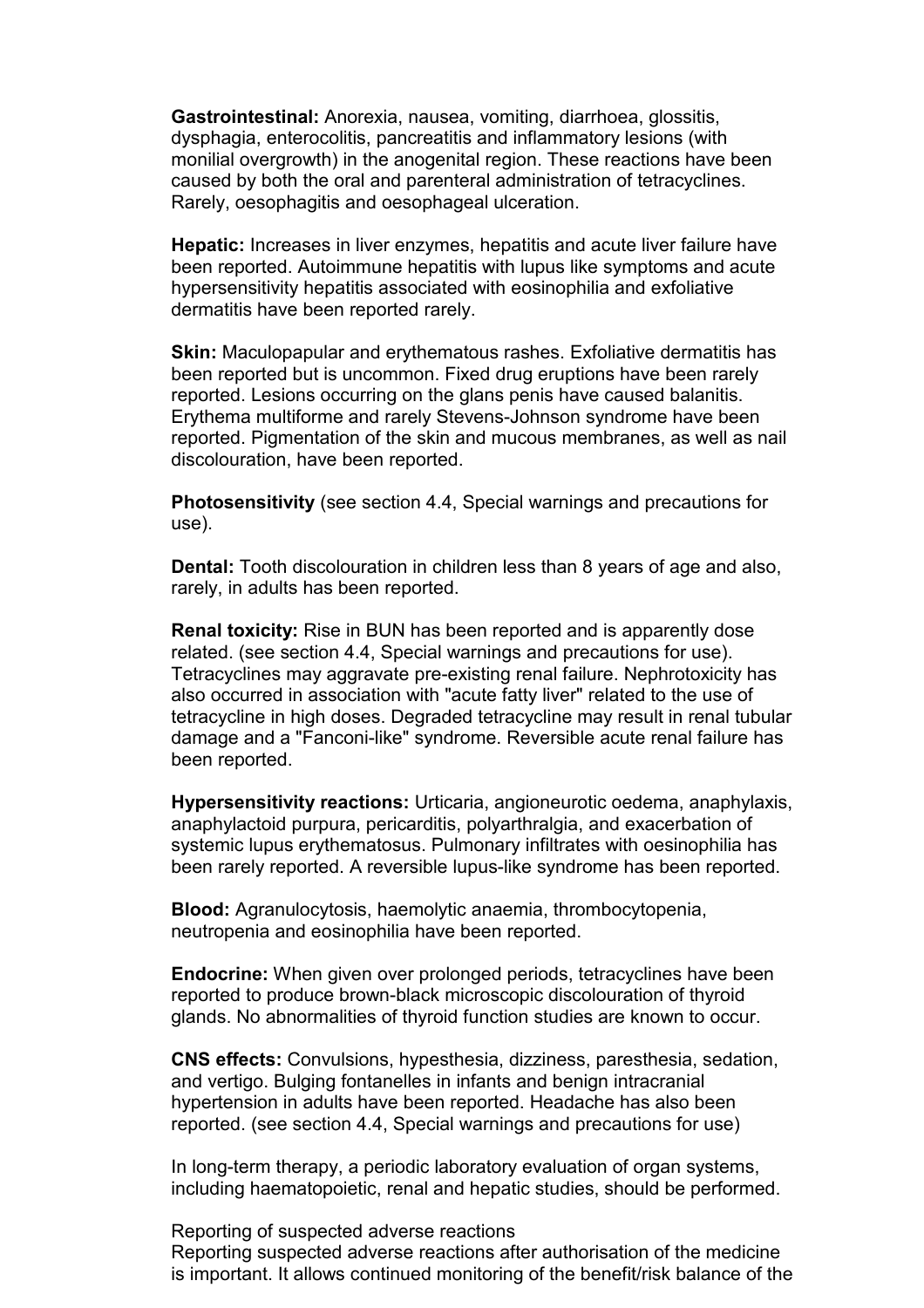**Gastrointestinal:** Anorexia, nausea, vomiting, diarrhoea, glossitis, dysphagia, enterocolitis, pancreatitis and inflammatory lesions (with monilial overgrowth) in the anogenital region. These reactions have been caused by both the oral and parenteral administration of tetracyclines. Rarely, oesophagitis and oesophageal ulceration.

**Hepatic:** Increases in liver enzymes, hepatitis and acute liver failure have been reported. Autoimmune hepatitis with lupus like symptoms and acute hypersensitivity hepatitis associated with eosinophilia and exfoliative dermatitis have been reported rarely.

**Skin:** Maculopapular and erythematous rashes. Exfoliative dermatitis has been reported but is uncommon. Fixed drug eruptions have been rarely reported. Lesions occurring on the glans penis have caused balanitis. Erythema multiforme and rarely Stevens-Johnson syndrome have been reported. Pigmentation of the skin and mucous membranes, as well as nail discolouration, have been reported.

**Photosensitivity** (see section 4.4, Special warnings and precautions for use).

**Dental:** Tooth discolouration in children less than 8 years of age and also, rarely, in adults has been reported.

**Renal toxicity:** Rise in BUN has been reported and is apparently dose related. (see section 4.4, Special warnings and precautions for use). Tetracyclines may aggravate pre-existing renal failure. Nephrotoxicity has also occurred in association with "acute fatty liver" related to the use of tetracycline in high doses. Degraded tetracycline may result in renal tubular damage and a "Fanconi-like" syndrome. Reversible acute renal failure has been reported.

**Hypersensitivity reactions:** Urticaria, angioneurotic oedema, anaphylaxis, anaphylactoid purpura, pericarditis, polyarthralgia, and exacerbation of systemic lupus erythematosus. Pulmonary infiltrates with oesinophilia has been rarely reported. A reversible lupus-like syndrome has been reported.

**Blood:** Agranulocytosis, haemolytic anaemia, thrombocytopenia, neutropenia and eosinophilia have been reported.

**Endocrine:** When given over prolonged periods, tetracyclines have been reported to produce brown-black microscopic discolouration of thyroid glands. No abnormalities of thyroid function studies are known to occur.

**CNS effects:** Convulsions, hypesthesia, dizziness, paresthesia, sedation, and vertigo. Bulging fontanelles in infants and benign intracranial hypertension in adults have been reported. Headache has also been reported. (see section 4.4, Special warnings and precautions for use)

In long-term therapy, a periodic laboratory evaluation of organ systems, including haematopoietic, renal and hepatic studies, should be performed.

Reporting of suspected adverse reactions

Reporting suspected adverse reactions after authorisation of the medicine is important. It allows continued monitoring of the benefit/risk balance of the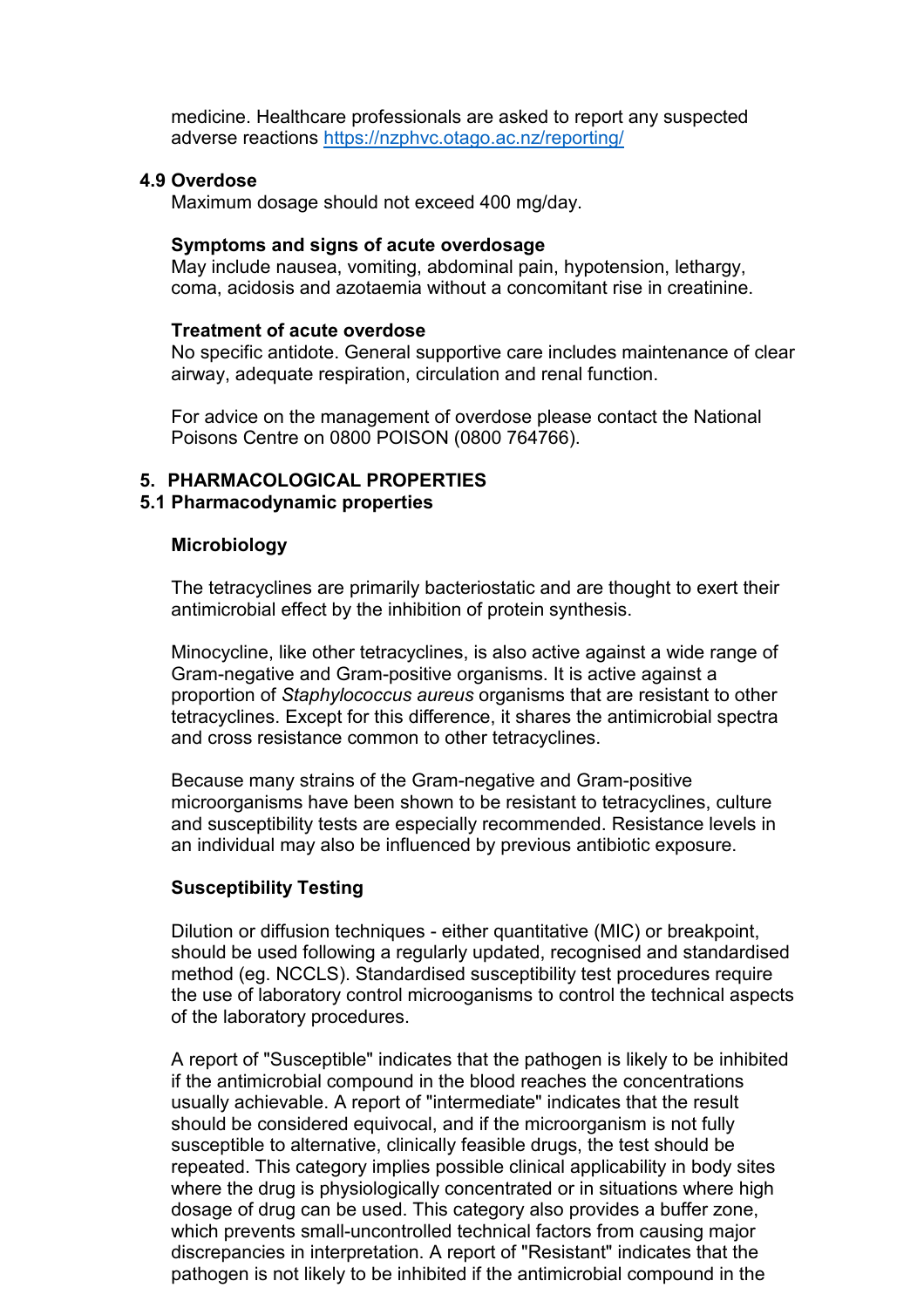medicine. Healthcare professionals are asked to report any suspected adverse reactions https://nzphvc.otago.ac.nz/reporting/

### 4.9 Overdose

Maximum dosage should not exceed 400 mg/day.

**Symptoms and signs of acute overdosage**

May include nausea, vomiting, abdominal pain, hypotension, lethargy, coma, acidosis and azotaemia without a concomitant rise in creatinine.

**Treatment of acute overdose**

No specific antidote. General supportive care includes maintenance of clear airway, adequate respiration, circulation and renal function.

For advice on the management of overdose please contact the National Poisons Centre on 0800 POISON (0800 764766).

## 5. PHARMACOLOGICAL PROPERTIES

### 5.1 Pharmacodynamic properties

**Microbiology**

The tetracyclines are primarily bacteriostatic and are thought to exert their antimicrobial effect by the inhibition of protein synthesis.

Minocycline, like other tetracyclines, is also active against a wide range of Gram-negative and Gram-positive organisms. It is active against a proportion of *Staphylococcus aureus* organisms that are resistant to other tetracyclines. Except for this difference, it shares the antimicrobial spectra and cross resistance common to other tetracyclines.

Because many strains of the Gram-negative and Gram-positive microorganisms have been shown to be resistant to tetracyclines, culture and susceptibility tests are especially recommended. Resistance levels in an individual may also be influenced by previous antibiotic exposure.

**Susceptibility Testing**

Dilution or diffusion techniques - either quantitative (MIC) or breakpoint, should be used following a regularly updated, recognised and standardised method (eg. NCCLS). Standardised susceptibility test procedures require the use of laboratory control microoganisms to control the technical aspects of the laboratory procedures.

A report of "Susceptible" indicates that the pathogen is likely to be inhibited if the antimicrobial compound in the blood reaches the concentrations usually achievable. A report of "intermediate" indicates that the result should be considered equivocal, and if the microorganism is not fully susceptible to alternative, clinically feasible drugs, the test should be repeated. This category implies possible clinical applicability in body sites where the drug is physiologically concentrated or in situations where high dosage of drug can be used. This category also provides a buffer zone, which prevents small-uncontrolled technical factors from causing major discrepancies in interpretation. A report of "Resistant" indicates that the pathogen is not likely to be inhibited if the antimicrobial compound in the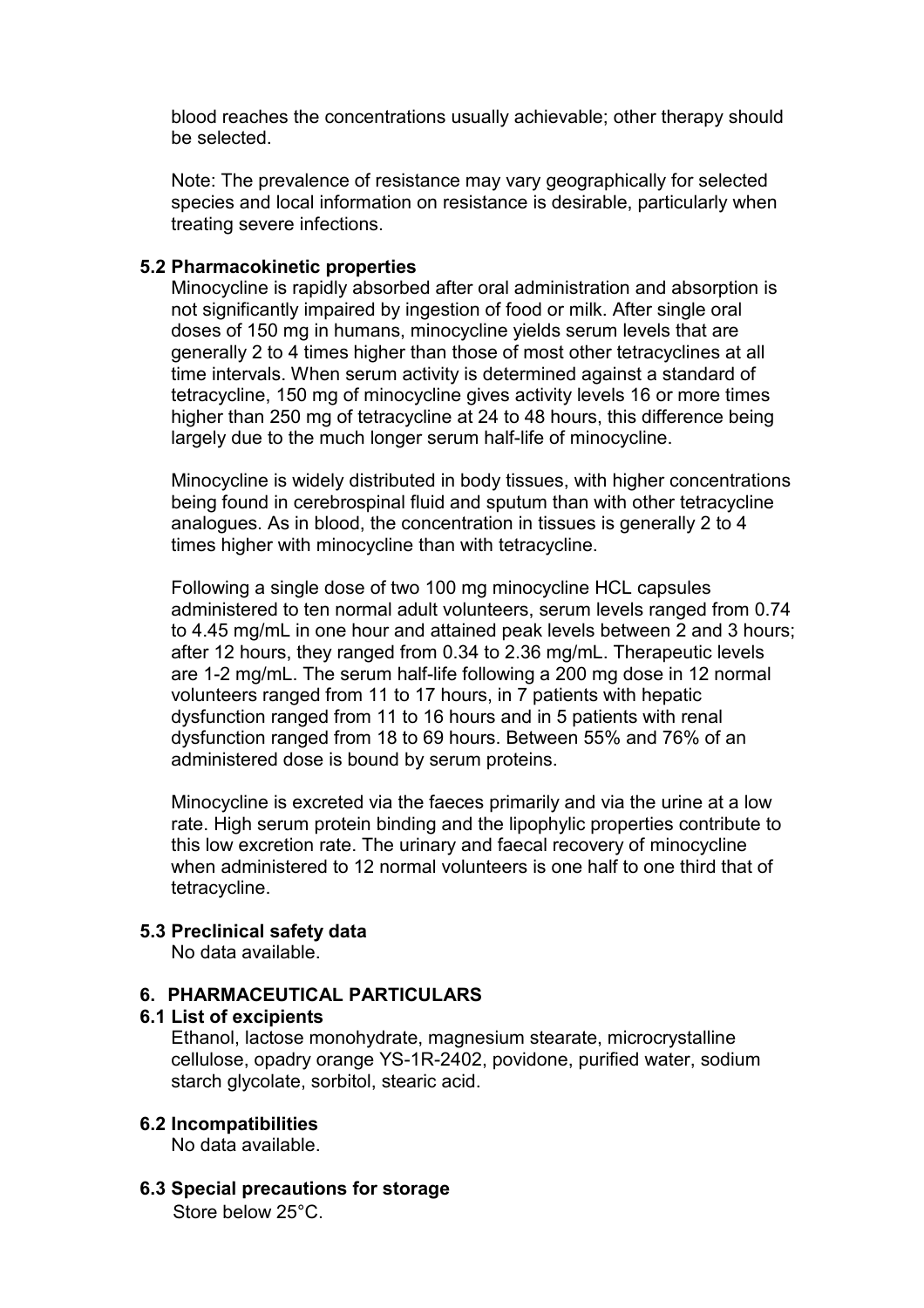blood reaches the concentrations usually achievable; other therapy should be selected.

Note: The prevalence of resistance may vary geographically for selected species and local information on resistance is desirable, particularly when treating severe infections.

**5.2 Pharmacokinetic properties**

Minocycline is rapidly absorbed after oral administration and absorption is not significantly impaired by ingestion of food or milk. After single oral doses of 150 mg in humans, minocycline yields serum levels that are generally 2 to 4 times higher than those of most other tetracyclines at all time intervals. When serum activity is determined against a standard of tetracycline, 150 mg of minocycline gives activity levels 16 or more times higher than 250 mg of tetracycline at 24 to 48 hours, this difference being largely due to the much longer serum half-life of minocycline.

Minocycline is widely distributed in body tissues, with higher concentrations being found in cerebrospinal fluid and sputum than with other tetracycline analogues. As in blood, the concentration in tissues is generally 2 to 4 times higher with minocycline than with tetracycline.

Following a single dose of two 100 mg minocycline HCL capsules administered to ten normal adult volunteers, serum levels ranged from 0.74 to 4.45 mg/mL in one hour and attained peak levels between 2 and 3 hours; after 12 hours, they ranged from 0.34 to 2.36 mg/mL. Therapeutic levels are 1-2 mg/mL. The serum half-life following a 200 mg dose in 12 normal volunteers ranged from 11 to 17 hours, in 7 patients with hepatic dysfunction ranged from 11 to 16 hours and in 5 patients with renal dysfunction ranged from 18 to 69 hours. Between 55% and 76% of an administered dose is bound by serum proteins.

Minocycline is excreted via the faeces primarily and via the urine at a low rate. High serum protein binding and the lipophylic properties contribute to this low excretion rate. The urinary and faecal recovery of minocycline when administered to 12 normal volunteers is one half to one third that of tetracycline.

**5.3 Preclinical safety data**

No data available.

## 6. PHARMACEUTICAL PARTICULARS

**6.1 List of excipients**

Ethanol, lactose monohydrate, magnesium stearate, microcrystalline cellulose, opadry orange YS-1R-2402, povidone, purified water, sodium starch glycolate, sorbitol, stearic acid.

**6.2 Incompatibilities**

No data available.

**6.3 Special precautions for storage**

Store below 25°C.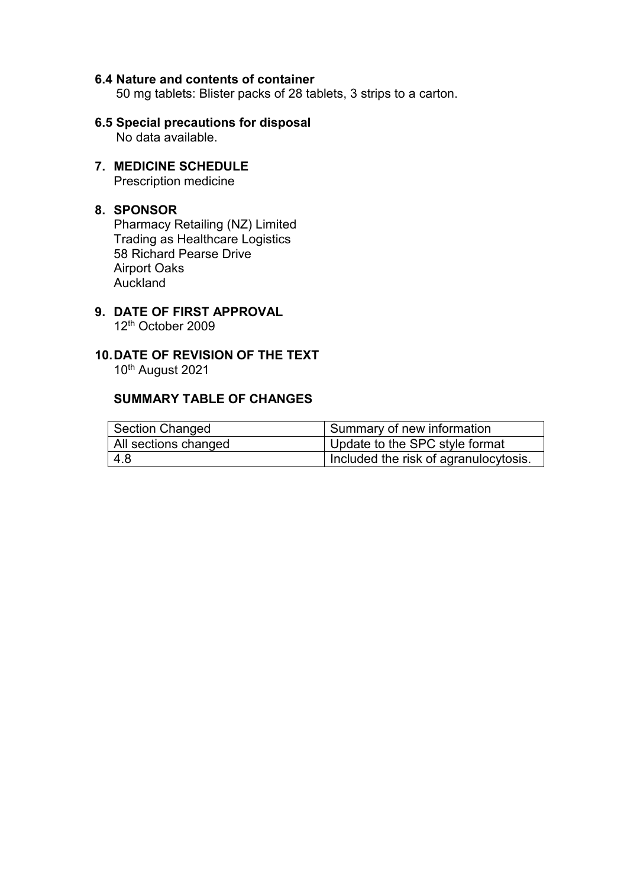### 6.4 Nature and contents of container

50 mg tablets: Blister packs of 28 tablets, 3 strips to a carton.

### 6.5 Special precautions for disposal

No data available.

## 7. MEDICINE SCHEDULE

Prescription medicine

## 8. SPONSOR

Pharmacy Retailing (NZ) Limited
Trading as Healthcare Logistics
58 Richard Pearse Drive
Airport Oaks
Auckland

## 9. DATE OF FIRST APPROVAL

12th October 2009

## 10. DATE OF REVISION OF THE TEXT

10th August 2021

### SUMMARY TABLE OF CHANGES

| Section Changed | Summary of new information |
|---|---|
| All sections changed | Update to the SPC style format |
| 4.8 | Included the risk of agranulocytosis. |